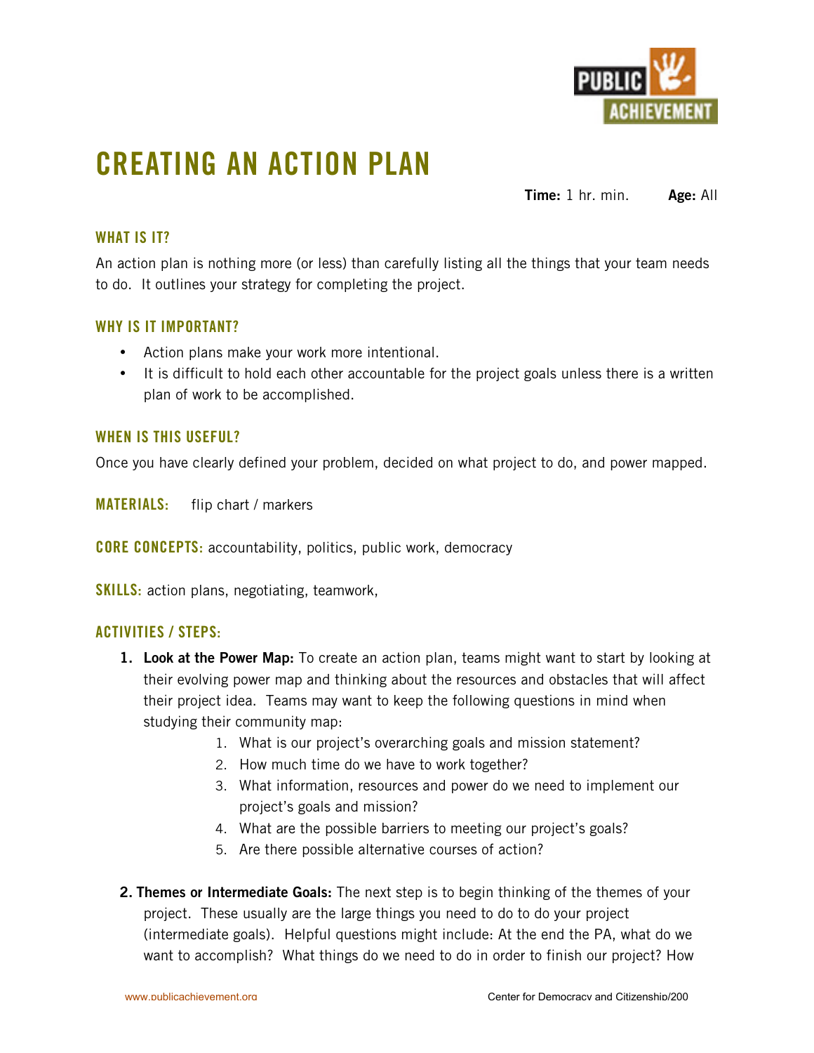# CREATING AN ACTION PLAN

**Time:** 1 hr. min. **Age:** All

## WHAT IS IT?

An action plan is nothing more (or less) than carefully listing all the things that your team needs to do. It outlines your strategy for completing the project.

## WHY IS IT IMPORTANT?

- Action plans make your work more intentional.
- It is difficult to hold each other accountable for the project goals unless there is a written plan of work to be accomplished.

## WHEN IS THIS USEFUL?

Once you have clearly defined your problem, decided on what project to do, and power mapped.

**MATERIALS:** flip chart / markers

**CORE CONCEPTS:** accountability, politics, public work, democracy

**SKILLS:** action plans, negotiating, teamwork,

## ACTIVITIES / STEPS:

1. **Look at the Power Map:** To create an action plan, teams might want to start by looking at their evolving power map and thinking about the resources and obstacles that will affect their project idea. Teams may want to keep the following questions in mind when studying their community map:
   1. What is our project's overarching goals and mission statement?
   2. How much time do we have to work together?
   3. What information, resources and power do we need to implement our project's goals and mission?
   4. What are the possible barriers to meeting our project's goals?
   5. Are there possible alternative courses of action?

2. **Themes or Intermediate Goals:** The next step is to begin thinking of the themes of your project. These usually are the large things you need to do to do your project (intermediate goals). Helpful questions might include: At the end the PA, what do we want to accomplish? What things do we need to do in order to finish our project? How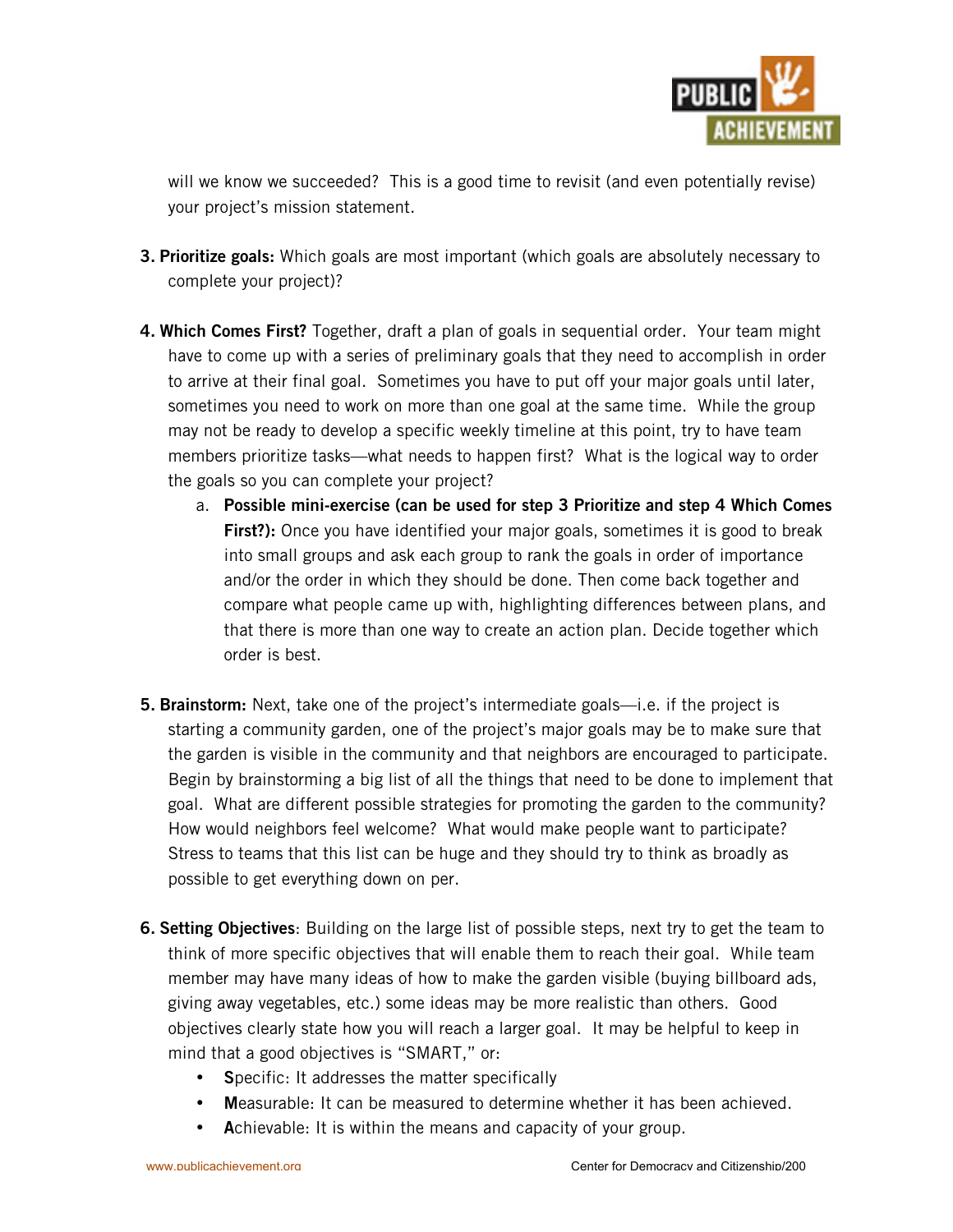will we know we succeeded? This is a good time to revisit (and even potentially revise) your project's mission statement.

3. **Prioritize goals:** Which goals are most important (which goals are absolutely necessary to complete your project)?

4. **Which Comes First?** Together, draft a plan of goals in sequential order. Your team might have to come up with a series of preliminary goals that they need to accomplish in order to arrive at their final goal. Sometimes you have to put off your major goals until later, sometimes you need to work on more than one goal at the same time. While the group may not be ready to develop a specific weekly timeline at this point, try to have team members prioritize tasks—what needs to happen first? What is the logical way to order the goals so you can complete your project?
   a. **Possible mini-exercise (can be used for step 3 Prioritize and step 4 Which Comes First?):** Once you have identified your major goals, sometimes it is good to break into small groups and ask each group to rank the goals in order of importance and/or the order in which they should be done. Then come back together and compare what people came up with, highlighting differences between plans, and that there is more than one way to create an action plan. Decide together which order is best.

5. **Brainstorm:** Next, take one of the project's intermediate goals—i.e. if the project is starting a community garden, one of the project's major goals may be to make sure that the garden is visible in the community and that neighbors are encouraged to participate. Begin by brainstorming a big list of all the things that need to be done to implement that goal. What are different possible strategies for promoting the garden to the community? How would neighbors feel welcome? What would make people want to participate? Stress to teams that this list can be huge and they should try to think as broadly as possible to get everything down on per.

6. **Setting Objectives**: Building on the large list of possible steps, next try to get the team to think of more specific objectives that will enable them to reach their goal. While team member may have many ideas of how to make the garden visible (buying billboard ads, giving away vegetables, etc.) some ideas may be more realistic than others. Good objectives clearly state how you will reach a larger goal. It may be helpful to keep in mind that a good objectives is "SMART," or:
   - **S**pecific: It addresses the matter specifically
   - **M**easurable: It can be measured to determine whether it has been achieved.
   - **A**chievable: It is within the means and capacity of your group.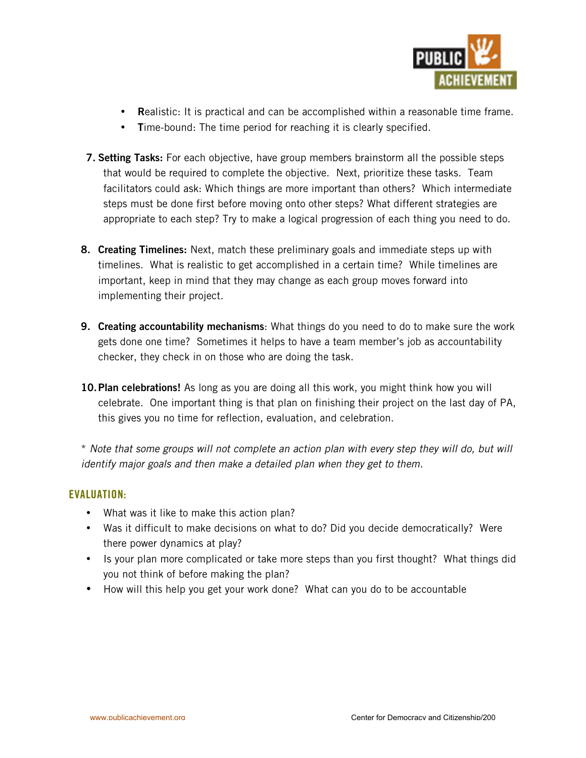- **R**ealistic: It is practical and can be accomplished within a reasonable time frame.
- **T**ime-bound: The time period for reaching it is clearly specified.

7. **Setting Tasks:** For each objective, have group members brainstorm all the possible steps that would be required to complete the objective. Next, prioritize these tasks. Team facilitators could ask: Which things are more important than others? Which intermediate steps must be done first before moving onto other steps? What different strategies are appropriate to each step? Try to make a logical progression of each thing you need to do.

8. **Creating Timelines:** Next, match these preliminary goals and immediate steps up with timelines. What is realistic to get accomplished in a certain time? While timelines are important, keep in mind that they may change as each group moves forward into implementing their project.

9. **Creating accountability mechanisms**: What things do you need to do to make sure the work gets done one time? Sometimes it helps to have a team member's job as accountability checker, they check in on those who are doing the task.

10. **Plan celebrations!** As long as you are doing all this work, you might think how you will celebrate. One important thing is that plan on finishing their project on the last day of PA, this gives you no time for reflection, evaluation, and celebration.

*\* Note that some groups will not complete an action plan with every step they will do, but will identify major goals and then make a detailed plan when they get to them.*

## EVALUATION:

- What was it like to make this action plan?
- Was it difficult to make decisions on what to do? Did you decide democratically? Were there power dynamics at play?
- Is your plan more complicated or take more steps than you first thought? What things did you not think of before making the plan?
- How will this help you get your work done? What can you do to be accountable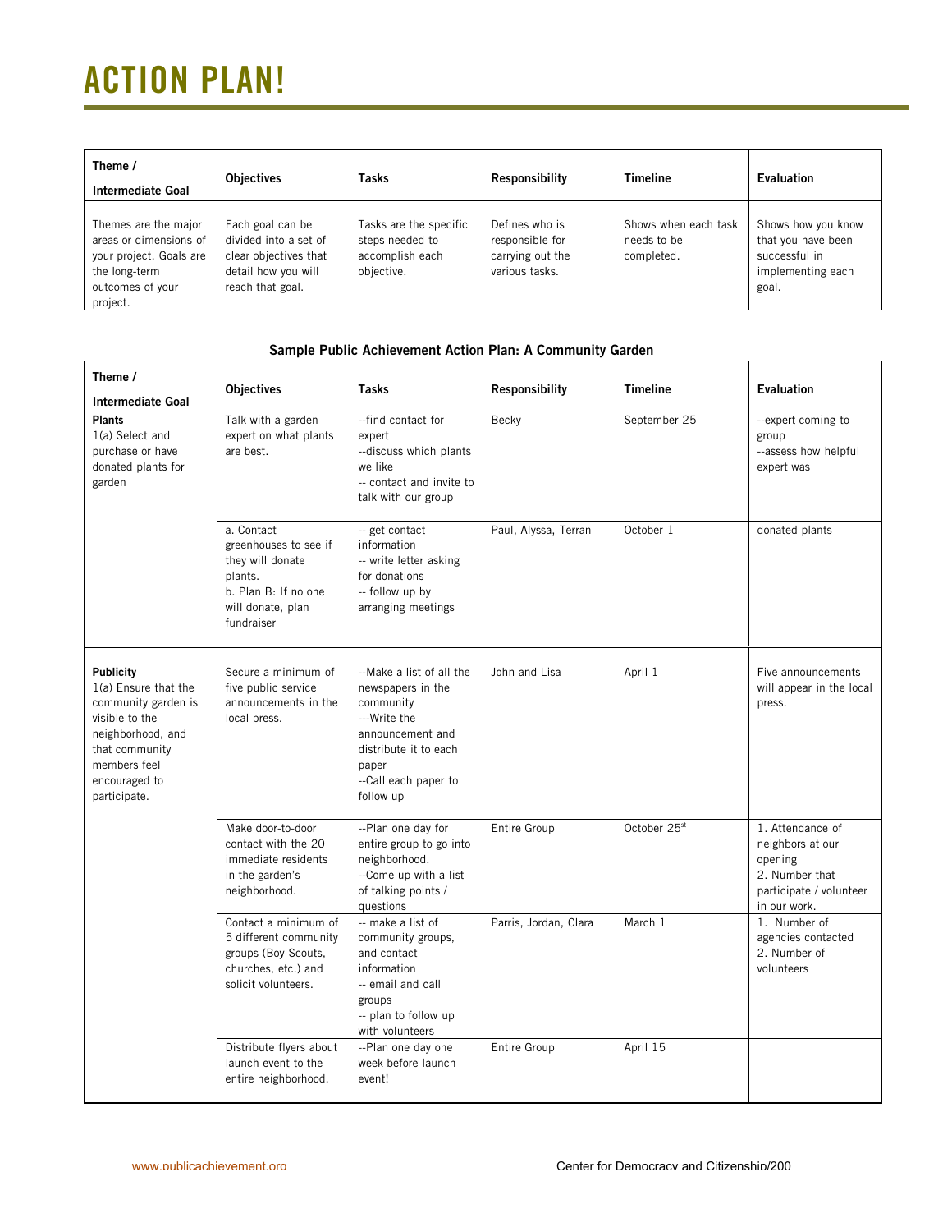# ACTION PLAN!

| Theme / Intermediate Goal | Objectives | Tasks | Responsibility | Timeline | Evaluation |
|---|---|---|---|---|---|
| Themes are the major areas or dimensions of your project. Goals are the long-term outcomes of your project. | Each goal can be divided into a set of clear objectives that detail how you will reach that goal. | Tasks are the specific steps needed to accomplish each objective. | Defines who is responsible for carrying out the various tasks. | Shows when each task needs to be completed. | Shows how you know that you have been successful in implementing each goal. |

**Sample Public Achievement Action Plan: A Community Garden**

| Theme / Intermediate Goal | Objectives | Tasks | Responsibility | Timeline | Evaluation |
|---|---|---|---|---|---|
| **Plants**<br>1(a) Select and purchase or have donated plants for garden | Talk with a garden expert on what plants are best. | --find contact for expert<br>--discuss which plants we like<br>-- contact and invite to talk with our group | Becky | September 25 | --expert coming to group<br>--assess how helpful expert was |
| | a. Contact greenhouses to see if they will donate plants.<br>b. Plan B: If no one will donate, plan fundraiser | -- get contact information<br>-- write letter asking for donations<br>-- follow up by arranging meetings | Paul, Alyssa, Terran | October 1 | donated plants |
| **Publicity**<br>1(a) Ensure that the community garden is visible to the neighborhood, and that community members feel encouraged to participate. | Secure a minimum of five public service announcements in the local press. | --Make a list of all the newspapers in the community<br>---Write the announcement and distribute it to each paper<br>--Call each paper to follow up | John and Lisa | April 1 | Five announcements will appear in the local press. |
| | Make door-to-door contact with the 20 immediate residents in the garden's neighborhood. | --Plan one day for entire group to go into neighborhood.<br>--Come up with a list of talking points / questions | Entire Group | October 25st | 1. Attendance of neighbors at our opening<br>2. Number that participate / volunteer in our work. |
| | Contact a minimum of 5 different community groups (Boy Scouts, churches, etc.) and solicit volunteers. | -- make a list of community groups, and contact information<br>-- email and call groups<br>-- plan to follow up with volunteers | Parris, Jordan, Clara | March 1 | 1. Number of agencies contacted<br>2. Number of volunteers |
| | Distribute flyers about launch event to the entire neighborhood. | --Plan one day one week before launch event! | Entire Group | April 15 | |

www.publicachievement.org

Center for Democracy and Citizenship/200